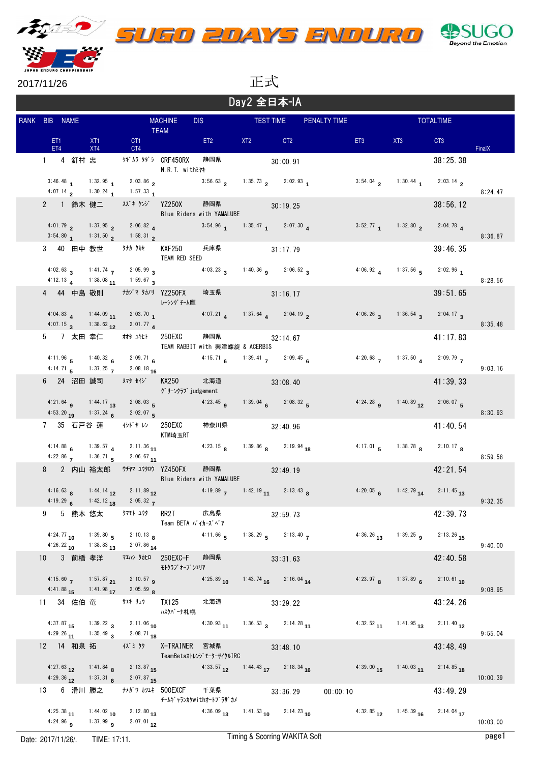# SUGO 2DAYS ENDURO

2017/11/26

正式

## Day2 全日本-IA

| RANK | BIB | NAME | | MACHINE / TEAM | DIS | TEST TIME | PENALTY TIME | TOTALTIME |
|---|---|---|---|---|---|---|---|---|
| 1 | 4 | 釘村 忠 | ｸｷﾞﾑﾗ ﾀﾀﾞｼ | CRF450RX / N.R.T. withﾐﾔｷ | 静岡県 | 30:00.91 | | 38:25.38 |
| 2 | 1 | 鈴木 健二 | ｽｽﾞｷ ｹﾝｼﾞ | YZ250X / Blue Riders with YAMALUBE | 静岡県 | 30:19.25 | | 38:56.12 |
| 3 | 40 | 田中 教世 | ﾀﾅｶ ﾀｶｾ | KXF250 / TEAM RED SEED | 兵庫県 | 31:17.79 | | 39:46.35 |
| 4 | 44 | 中島 敬則 | ﾅｶｼﾞﾏ ﾀｶﾉﾘ | YZ250FX / ﾚｰｼﾝｸﾞﾁｰﾑ鷹 | 埼玉県 | 31:16.17 | | 39:51.65 |
| 5 | 7 | 太田 幸仁 | ｵｵﾀ ﾕｷﾋﾄ | 250EXC / TEAM RABBIT with 興津螺旋 & ACERBIS | 静岡県 | 32:14.67 | | 41:17.83 |
| 6 | 24 | 沼田 誠司 | ﾇﾏﾀ ｾｲｼﾞ | KX250 / ｸﾞﾘｰﾝｸﾗﾌﾞ judgement | 北海道 | 33:08.40 | | 41:39.33 |
| 7 | 35 | 石戸谷 蓮 | ｲｼﾄﾞﾔ ﾚﾝ | 250EXC / KTM埼玉RT | 神奈川県 | 32:40.96 | | 41:40.54 |
| 8 | 2 | 内山 裕太郎 | ｳﾁﾔﾏ ﾕｳﾀﾛｳ | YZ450FX / Blue Riders with YAMALUBE | 静岡県 | 32:49.19 | | 42:21.54 |
| 9 | 5 | 熊本 悠太 | ｸﾏﾓﾄ ﾕｳﾀ | RR2T / Team BETA ﾊﾞｲｶｰｽﾞﾍﾞｱ | 広島県 | 32:59.73 | | 42:39.73 |
| 10 | 3 | 前橋 孝洋 | ﾏｴﾊｼ ﾀｶﾋﾛ | 250EXC-F / ﾓﾄｸﾗﾌﾞｵｰﾌﾞｼｪﾘｱ | 静岡県 | 33:31.63 | | 42:40.58 |
| 11 | 34 | 佐伯 竜 | ｻｴｷ ﾘｭｳ | TX125 / ﾊｽｸﾊﾞｰﾅ札幌 | 北海道 | 33:29.22 | | 43:24.26 |
| 12 | 14 | 和泉 拓 | ｲｽﾞﾐ ﾀｸ | X-TRAINER / TeamBetaｽﾄﾚﾝｼﾞﾓｰﾀｰｻｲｸﾙIRC | 宮城県 | 33:48.10 | | 43:48.49 |
| 13 | 6 | 滑川 勝之 | ﾅﾒｶﾞﾜ ｶﾂﾕｷ | 500EXCF / ﾁｰﾑｷﾞｬﾗﾝｶｹwithｵｰﾄﾌﾟﾗｻﾞｶﾒ | 千葉県 | 33:36.29 | 00:00:10 | 43:49.29 |

| RANK | ET1 | XT1 | CT1 | ET2 | XT2 | CT2 | ET3 | XT3 | CT3 | ET4 | XT4 | CT4 | FinalX |
|---|---|---|---|---|---|---|---|---|---|---|---|---|---|
| 1 | 3:46.48 (1) | 1:32.95 (1) | 2:03.86 (2) | 3:56.63 (2) | 1:35.73 (2) | 2:02.93 (1) | 3:54.04 (2) | 1:30.44 (1) | 2:03.14 (2) | 4:07.14 (2) | 1:30.24 (1) | 1:57.33 (1) | 8:24.47 |
| 2 | 4:01.79 (2) | 1:37.95 (2) | 2:06.82 (4) | 3:54.96 (1) | 1:35.47 (1) | 2:07.30 (4) | 3:52.77 (1) | 1:32.80 (2) | 2:04.78 (4) | 3:54.80 (1) | 1:31.50 (2) | 1:58.31 (2) | 8:36.87 |
| 3 | 4:02.63 (3) | 1:41.74 (7) | 2:05.99 (3) | 4:03.23 (3) | 1:40.36 (9) | 2:06.52 (3) | 4:06.92 (4) | 1:37.56 (5) | 2:02.96 (1) | 4:12.13 (4) | 1:38.08 (11) | 1:59.67 (3) | 8:28.56 |
| 4 | 4:04.83 (4) | 1:44.09 (11) | 2:03.70 (1) | 4:07.21 (4) | 1:37.64 (4) | 2:04.19 (2) | 4:06.26 (3) | 1:36.54 (3) | 2:04.17 (3) | 4:07.15 (3) | 1:38.62 (12) | 2:01.77 (4) | 8:35.48 |
| 5 | 4:11.96 (5) | 1:40.32 (6) | 2:09.71 (6) | 4:15.71 (6) | 1:39.41 (7) | 2:09.45 (6) | 4:20.68 (7) | 1:37.50 (4) | 2:09.79 (7) | 4:14.71 (5) | 1:37.25 (7) | 2:08.18 (16) | 9:03.16 |
| 6 | 4:21.64 (9) | 1:44.17 (13) | 2:08.03 (5) | 4:23.45 (9) | 1:39.04 (6) | 2:08.32 (5) | 4:24.28 (9) | 1:40.89 (12) | 2:06.07 (5) | 4:53.20 (19) | 1:37.24 (6) | 2:02.07 (5) | 8:30.93 |
| 7 | 4:14.88 (6) | 1:39.57 (4) | 2:11.36 (11) | 4:23.15 (8) | 1:39.86 (8) | 2:19.94 (18) | 4:17.01 (5) | 1:38.78 (8) | 2:10.17 (8) | 4:22.86 (7) | 1:36.71 (5) | 2:06.67 (11) | 8:59.58 |
| 8 | 4:16.63 (8) | 1:44.14 (12) | 2:11.89 (12) | 4:19.89 (7) | 1:42.19 (11) | 2:13.43 (8) | 4:20.05 (6) | 1:42.79 (14) | 2:11.45 (13) | 4:19.29 (6) | 1:42.12 (18) | 2:05.32 (7) | 9:32.35 |
| 9 | 4:24.77 (10) | 1:39.80 (5) | 2:10.13 (8) | 4:11.66 (5) | 1:38.29 (5) | 2:13.40 (7) | 4:36.26 (13) | 1:39.25 (9) | 2:13.26 (15) | 4:26.22 (10) | 1:38.83 (13) | 2:07.86 (14) | 9:40.00 |
| 10 | 4:15.60 (7) | 1:57.87 (21) | 2:10.57 (9) | 4:25.89 (10) | 1:43.74 (16) | 2:16.04 (14) | 4:23.97 (8) | 1:37.89 (6) | 2:10.61 (10) | 4:41.88 (15) | 1:41.98 (17) | 2:05.59 (8) | 9:08.95 |
| 11 | 4:37.87 (15) | 1:39.22 (3) | 2:11.06 (10) | 4:30.93 (11) | 1:36.53 (3) | 2:14.28 (11) | 4:32.52 (11) | 1:41.95 (13) | 2:11.40 (12) | 4:29.26 (11) | 1:35.49 (3) | 2:08.71 (18) | 9:55.04 |
| 12 | 4:27.63 (12) | 1:41.84 (8) | 2:13.87 (15) | 4:33.57 (12) | 1:44.43 (17) | 2:18.34 (16) | 4:39.00 (15) | 1:40.03 (11) | 2:14.85 (18) | 4:29.36 (12) | 1:37.31 (8) | 2:07.87 (15) | 10:00.39 |
| 13 | 4:25.38 (11) | 1:44.02 (10) | 2:12.80 (13) | 4:36.09 (13) | 1:41.53 (10) | 2:14.23 (10) | 4:32.85 (12) | 1:45.39 (16) | 2:14.04 (17) | 4:24.96 (9) | 1:37.99 (9) | 2:07.01 (12) | 10:03.00 |

Date: 2017/11/26/. TIME: 17:11. Timing & Scoring WAKITA Soft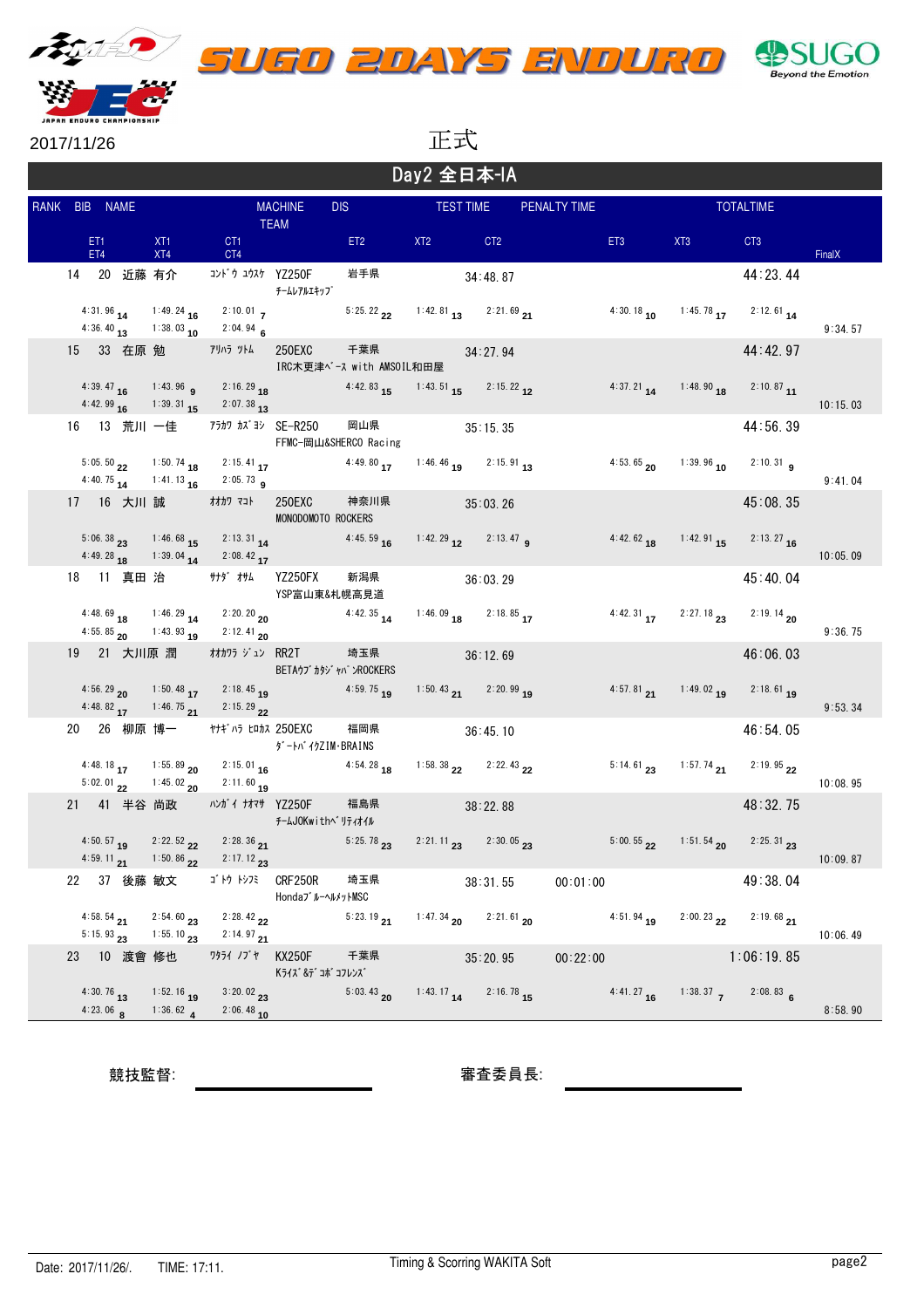SUGO 2DAYS ENDURO

2017/11/26

正式

## Day2 全日本-IA

| RANK | BIB | NAME | | MACHINE / TEAM | DIS | TEST TIME | PENALTY TIME | TOTALTIME | |
|---|---|---|---|---|---|---|---|---|---|
| | ET1 / ET4 | XT1 / XT4 | CT1 / CT4 | ET2 | XT2 | CT2 | ET3 | XT3 | CT3 | FinalX |

| RANK | BIB | NAME | カナ | MACHINE | DIS | TEAM | TEST TIME | PENALTY TIME | TOTALTIME |
|---|---|---|---|---|---|---|---|---|---|
| 14 | 20 | 近藤 有介 | ｺﾝﾄﾞｳ ﾕｳｽｹ | YZ250F | 岩手県 | ﾁｰﾑﾚｱﾙｴｷｯﾌﾟ | 34:48.87 | | 44:23.44 |
| 15 | 33 | 在原 勉 | ｱﾘﾊﾗ ﾂﾄﾑ | 250EXC | 千葉県 | IRC木更津ﾍﾞｰｽ with AMSOIL和田屋 | 34:27.94 | | 44:42.97 |
| 16 | 13 | 荒川 一佳 | ｱﾗｶﾜ ｶｽﾞﾖｼ | SE-R250 | 岡山県 | FFMC-岡山&SHERCO Racing | 35:15.35 | | 44:56.39 |
| 17 | 16 | 大川 誠 | ｵｵｶﾜ ﾏｺﾄ | 250EXC | 神奈川県 | MONODOMOTO ROCKERS | 35:03.26 | | 45:08.35 |
| 18 | 11 | 真田 治 | ｻﾅﾀﾞ ｵｻﾑ | YZ250FX | 新潟県 | YSP富山東&札幌高見道 | 36:03.29 | | 45:40.04 |
| 19 | 21 | 大川原 潤 | ｵｵｶﾜﾗ ｼﾞｭﾝ | RR2T | 埼玉県 | BETAｳﾌﾞｶﾀｼﾞｬﾊﾟﾝROCKERS | 36:12.69 | | 46:06.03 |
| 20 | 26 | 柳原 博一 | ﾔﾅｷﾞﾊﾗ ﾋﾛｶｽ | 250EXC | 福岡県 | ﾀﾞｰﾄﾊﾞｲｸZIM･BRAINS | 36:45.10 | | 46:54.05 |
| 21 | 41 | 半谷 尚政 | ﾊﾝｶﾞｲ ﾅｵﾏｻ | YZ250F | 福島県 | ﾁｰﾑJOKwithﾍﾞﾘﾃｨｵｲﾙ | 38:22.88 | | 48:32.75 |
| 22 | 37 | 後藤 敏文 | ｺﾞﾄｳ ﾄｼﾌﾐ | CRF250R | 埼玉県 | HondaﾌﾞﾙｰﾍﾙﾒｯﾄMSC | 38:31.55 | 00:01:00 | 49:38.04 |
| 23 | 10 | 渡會 修也 | ﾜﾀﾗｲ ﾉﾌﾞﾔ | KX250F | 千葉県 | Kﾗｲｽﾞ&ﾃﾞｺﾎﾞｺﾌﾚﾝｽﾞ | 35:20.95 | 00:22:00 | 1:06:19.85 |

Section times (rank in parentheses):

| RANK | ET1 | XT1 | CT1 | ET2 | XT2 | CT2 | ET3 | XT3 | CT3 | ET4 | XT4 | CT4 | FinalX |
|---|---|---|---|---|---|---|---|---|---|---|---|---|---|
| 14 | 4:31.96 (14) | 1:49.24 (16) | 2:10.01 (7) | 5:25.22 (22) | 1:42.81 (13) | 2:21.69 (21) | 4:30.18 (10) | 1:45.78 (17) | 2:12.61 (14) | 4:36.40 (13) | 1:38.03 (10) | 2:04.94 (6) | 9:34.57 |
| 15 | 4:39.47 (16) | 1:43.96 (9) | 2:16.29 (18) | 4:42.83 (15) | 1:43.51 (15) | 2:15.22 (12) | 4:37.21 (14) | 1:48.90 (18) | 2:10.87 (11) | 4:42.99 (16) | 1:39.31 (15) | 2:07.38 (13) | 10:15.03 |
| 16 | 5:05.50 (22) | 1:50.74 (18) | 2:15.41 (17) | 4:49.80 (17) | 1:46.46 (19) | 2:15.91 (13) | 4:53.65 (20) | 1:39.96 (10) | 2:10.31 (9) | 4:40.75 (14) | 1:41.13 (16) | 2:05.73 (9) | 9:41.04 |
| 17 | 5:06.38 (23) | 1:46.68 (15) | 2:13.31 (14) | 4:45.59 (16) | 1:42.29 (12) | 2:13.47 (9) | 4:42.62 (18) | 1:42.91 (15) | 2:13.27 (16) | 4:49.28 (18) | 1:39.04 (14) | 2:08.42 (17) | 10:05.09 |
| 18 | 4:48.69 (18) | 1:46.29 (14) | 2:20.20 (20) | 4:42.35 (14) | 1:46.09 (18) | 2:18.85 (17) | 4:42.31 (17) | 2:27.18 (23) | 2:19.14 (20) | 4:55.85 (20) | 1:43.93 (19) | 2:12.41 (20) | 9:36.75 |
| 19 | 4:56.29 (20) | 1:50.48 (17) | 2:18.45 (19) | 4:59.75 (19) | 1:50.43 (21) | 2:20.99 (19) | 4:57.81 (21) | 1:49.02 (19) | 2:18.61 (19) | 4:48.82 (17) | 1:46.75 (21) | 2:15.29 (22) | 9:53.34 |
| 20 | 4:48.18 (17) | 1:55.89 (20) | 2:15.01 (16) | 4:54.28 (18) | 1:58.38 (22) | 2:22.43 (22) | 5:14.61 (23) | 1:57.74 (21) | 2:19.95 (22) | 5:02.01 (22) | 1:45.02 (20) | 2:11.60 (19) | 10:08.95 |
| 21 | 4:50.57 (19) | 2:22.52 (22) | 2:28.36 (21) | 5:25.78 (23) | 2:21.11 (23) | 2:30.05 (23) | 5:00.55 (22) | 1:51.54 (20) | 2:25.31 (23) | 4:59.11 (21) | 1:50.86 (22) | 2:17.12 (23) | 10:09.87 |
| 22 | 4:58.54 (21) | 2:54.60 (23) | 2:28.42 (22) | 5:23.19 (21) | 1:47.34 (20) | 2:21.61 (20) | 4:51.94 (19) | 2:00.23 (22) | 2:19.68 (21) | 5:15.93 (23) | 1:55.10 (23) | 2:14.97 (21) | 10:06.49 |
| 23 | 4:30.76 (13) | 1:52.16 (19) | 3:20.02 (23) | 5:03.43 (20) | 1:43.17 (14) | 2:16.78 (15) | 4:41.27 (16) | 1:38.37 (7) | 2:08.83 (6) | 4:23.06 (8) | 1:36.62 (4) | 2:06.48 (10) | 8:58.90 |

競技監督: ____________　　　審査委員長: ____________

Date: 2017/11/26/.　TIME: 17:11.　Timing & Scoring WAKITA Soft